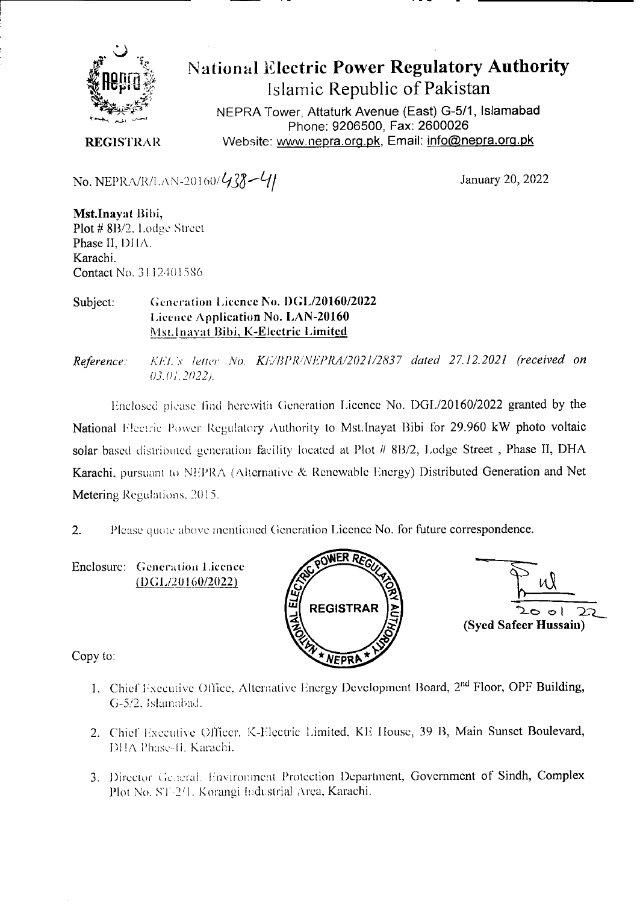# National Electric Power Regulatory Authority

## Islamic Republic of Pakistan

NEPRA Tower, Attaturk Avenue (East) G-5/1, Islamabad
Phone: 9206500, Fax: 2600026
Website: www.nepra.org.pk, Email: info@nepra.org.pk

**REGISTRAR**

No. NEPRA/R/LAN-20160/438-41

January 20, 2022

**Mst.Inayat Bibi,**
Plot # 8B/2, Lodge Street
Phase II, DHA.
Karachi.
Contact No. 3112401586

Subject: **Generation Licence No. DGL/20160/2022**
**Licence Application No. LAN-20160**
**Mst.Inayat Bibi, K-Electric Limited**

*Reference: KEL's letter No. KE/BPR/NEPRA/2021/2837 dated 27.12.2021 (received on 03.01.2022).*

Enclosed please find herewith Generation Licence No. DGL/20160/2022 granted by the National Electric Power Regulatory Authority to Mst.Inayat Bibi for 29.960 kW photo voltaic solar based distributed generation facility located at Plot # 8B/2, Lodge Street , Phase II, DHA Karachi, pursuant to NEPRA (Alternative & Renewable Energy) Distributed Generation and Net Metering Regulations, 2015.

2. Please quote above mentioned Generation Licence No. for future correspondence.

Enclosure: Generation Licence (DGL/20160/2022)

REGISTRAR

20 01 22
**(Syed Safeer Hussain)**

Copy to:

1. Chief Executive Office, Alternative Energy Development Board, 2nd Floor, OPF Building, G-5/2, Islamabad.
2. Chief Executive Officer, K-Electric Limited, KE House, 39 B, Main Sunset Boulevard, DHA Phase-II, Karachi.
3. Director General, Environment Protection Department, Government of Sindh, Complex Plot No. ST-2/1, Korangi Industrial Area, Karachi.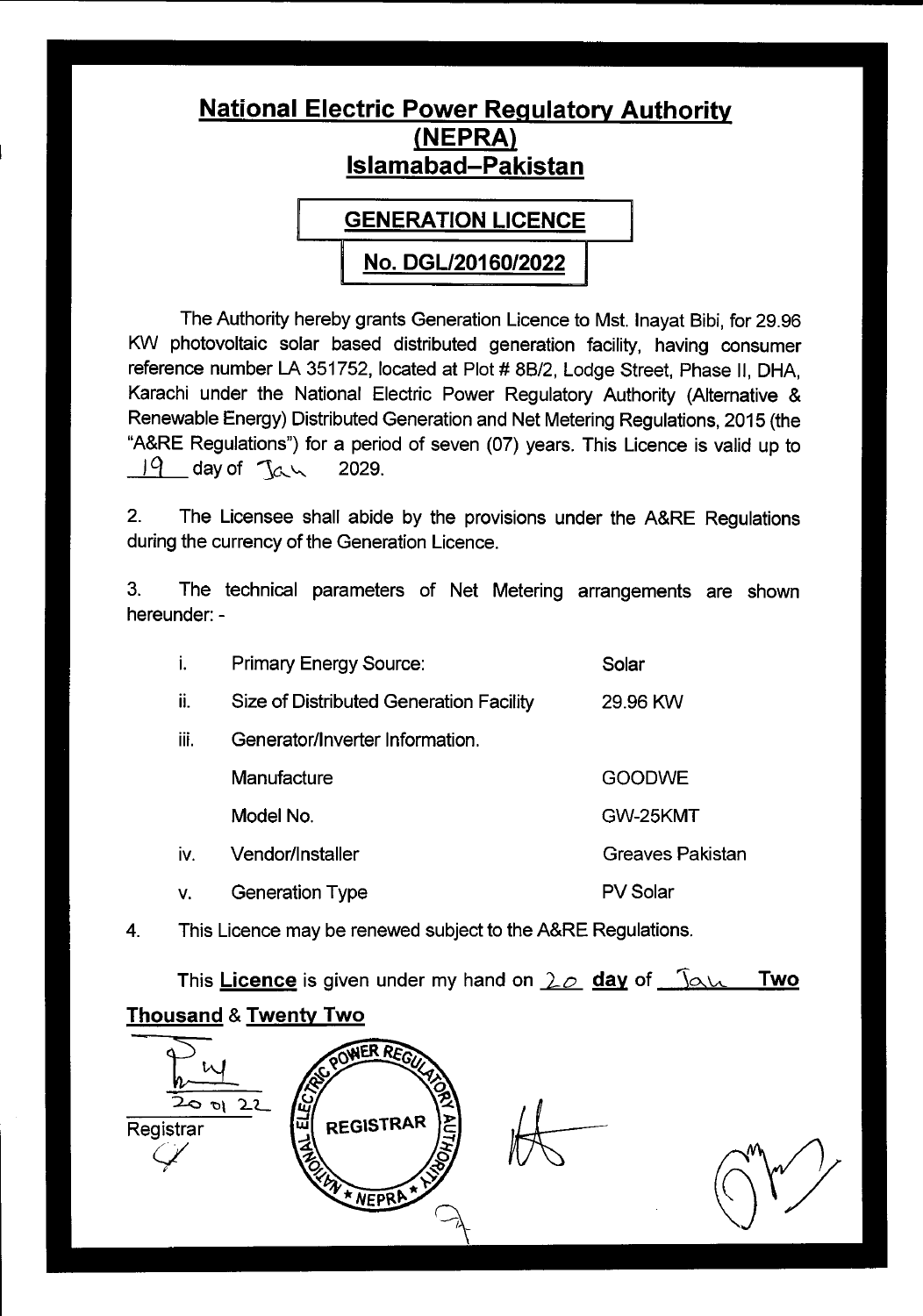# National Electric Power Regulatory Authority (NEPRA) Islamabad–Pakistan

## GENERATION LICENCE

## No. DGL/20160/2022

The Authority hereby grants Generation Licence to Mst. Inayat Bibi, for 29.96 KW photovoltaic solar based distributed generation facility, having consumer reference number LA 351752, located at Plot # 8B/2, Lodge Street, Phase II, DHA, Karachi under the National Electric Power Regulatory Authority (Alternative & Renewable Energy) Distributed Generation and Net Metering Regulations, 2015 (the "A&RE Regulations") for a period of seven (07) years. This Licence is valid up to 19 day of Jan 2029.

2. The Licensee shall abide by the provisions under the A&RE Regulations during the currency of the Generation Licence.

3. The technical parameters of Net Metering arrangements are shown hereunder: -

| | | |
|---|---|---|
| i. | Primary Energy Source: | Solar |
| ii. | Size of Distributed Generation Facility | 29.96 KW |
| iii. | Generator/Inverter Information. | |
| | Manufacture | GOODWE |
| | Model No. | GW-25KMT |
| iv. | Vendor/Installer | Greaves Pakistan |
| v. | Generation Type | PV Solar |

4. This Licence may be renewed subject to the A&RE Regulations.

This **Licence** is given under my hand on 20 **day** of Jan **Two Thousand** & **Twenty Two**

20 01 22

Registrar

REGISTRAR
NATIONAL ELECTRIC POWER REGULATORY AUTHORITY
NEPRA